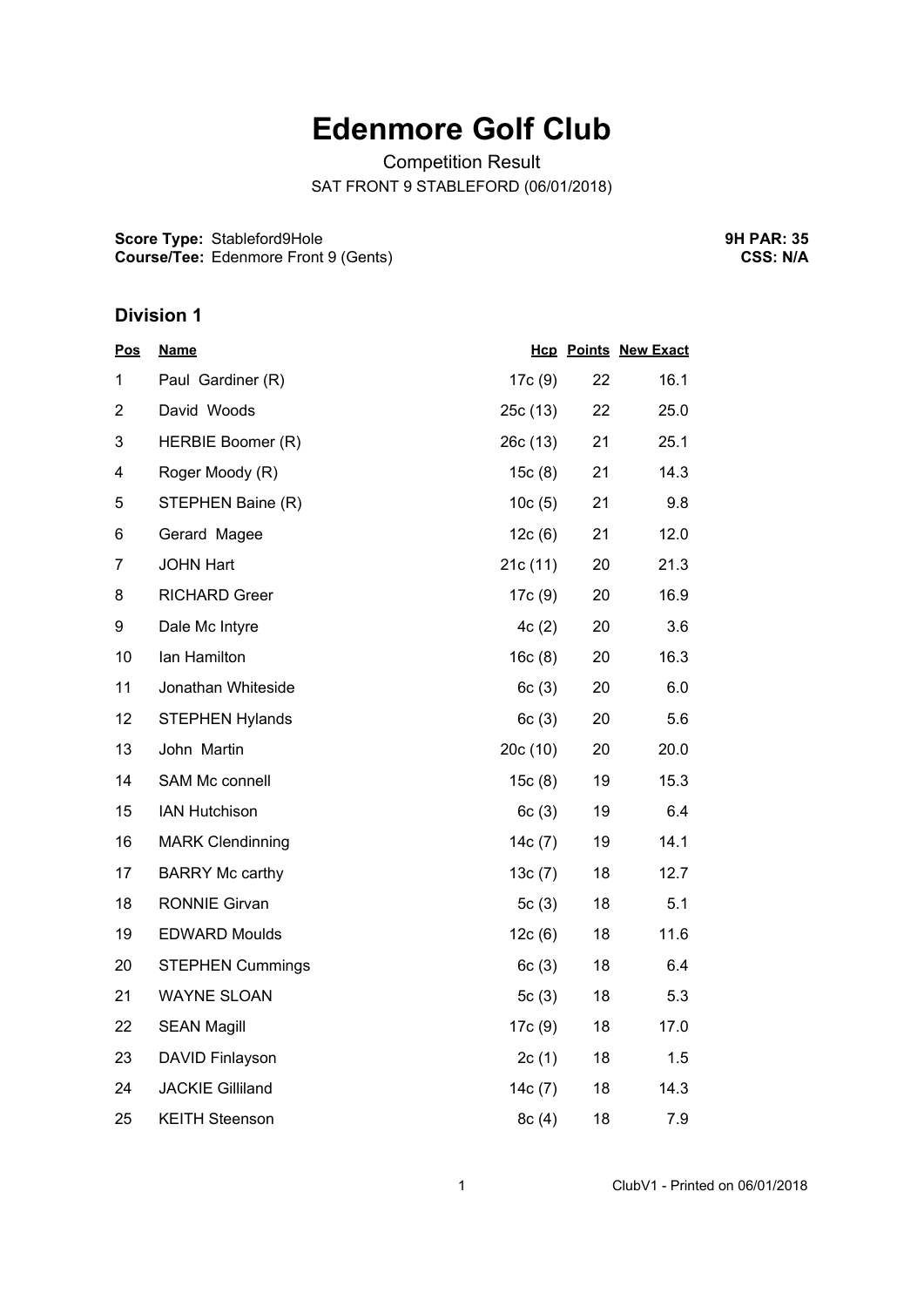# Edenmore Golf Club

Competition Result

SAT FRONT 9 STABLEFORD (06/01/2018)

**Score Type:** Stableford9Hole
**Course/Tee:** Edenmore Front 9 (Gents)

**9H PAR: 35**
**CSS: N/A**

## Division 1

| Pos | Name | Hcp | Points | New Exact |
|---|---|---|---|---|
| 1 | Paul Gardiner (R) | 17c (9) | 22 | 16.1 |
| 2 | David Woods | 25c (13) | 22 | 25.0 |
| 3 | HERBIE Boomer (R) | 26c (13) | 21 | 25.1 |
| 4 | Roger Moody (R) | 15c (8) | 21 | 14.3 |
| 5 | STEPHEN Baine (R) | 10c (5) | 21 | 9.8 |
| 6 | Gerard Magee | 12c (6) | 21 | 12.0 |
| 7 | JOHN Hart | 21c (11) | 20 | 21.3 |
| 8 | RICHARD Greer | 17c (9) | 20 | 16.9 |
| 9 | Dale Mc Intyre | 4c (2) | 20 | 3.6 |
| 10 | Ian Hamilton | 16c (8) | 20 | 16.3 |
| 11 | Jonathan Whiteside | 6c (3) | 20 | 6.0 |
| 12 | STEPHEN Hylands | 6c (3) | 20 | 5.6 |
| 13 | John Martin | 20c (10) | 20 | 20.0 |
| 14 | SAM Mc connell | 15c (8) | 19 | 15.3 |
| 15 | IAN Hutchison | 6c (3) | 19 | 6.4 |
| 16 | MARK Clendinning | 14c (7) | 19 | 14.1 |
| 17 | BARRY Mc carthy | 13c (7) | 18 | 12.7 |
| 18 | RONNIE Girvan | 5c (3) | 18 | 5.1 |
| 19 | EDWARD Moulds | 12c (6) | 18 | 11.6 |
| 20 | STEPHEN Cummings | 6c (3) | 18 | 6.4 |
| 21 | WAYNE SLOAN | 5c (3) | 18 | 5.3 |
| 22 | SEAN Magill | 17c (9) | 18 | 17.0 |
| 23 | DAVID Finlayson | 2c (1) | 18 | 1.5 |
| 24 | JACKIE Gilliland | 14c (7) | 18 | 14.3 |
| 25 | KEITH Steenson | 8c (4) | 18 | 7.9 |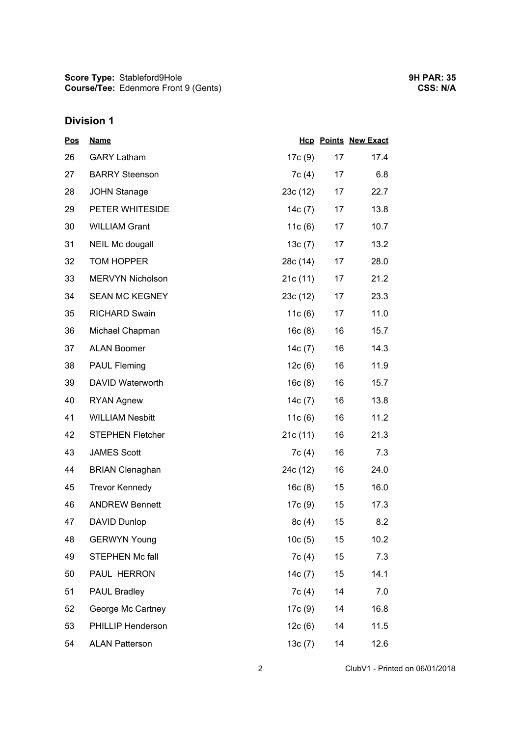**Score Type:** Stableford9Hole
**Course/Tee:** Edenmore Front 9 (Gents)

**9H PAR: 35**
**CSS: N/A**

## Division 1

| Pos | Name | Hcp | Points | New Exact |
|---|---|---|---|---|
| 26 | GARY Latham | 17c (9) | 17 | 17.4 |
| 27 | BARRY Steenson | 7c (4) | 17 | 6.8 |
| 28 | JOHN Stanage | 23c (12) | 17 | 22.7 |
| 29 | PETER WHITESIDE | 14c (7) | 17 | 13.8 |
| 30 | WILLIAM Grant | 11c (6) | 17 | 10.7 |
| 31 | NEIL Mc dougall | 13c (7) | 17 | 13.2 |
| 32 | TOM HOPPER | 28c (14) | 17 | 28.0 |
| 33 | MERVYN Nicholson | 21c (11) | 17 | 21.2 |
| 34 | SEAN MC KEGNEY | 23c (12) | 17 | 23.3 |
| 35 | RICHARD Swain | 11c (6) | 17 | 11.0 |
| 36 | Michael Chapman | 16c (8) | 16 | 15.7 |
| 37 | ALAN Boomer | 14c (7) | 16 | 14.3 |
| 38 | PAUL Fleming | 12c (6) | 16 | 11.9 |
| 39 | DAVID Waterworth | 16c (8) | 16 | 15.7 |
| 40 | RYAN Agnew | 14c (7) | 16 | 13.8 |
| 41 | WILLIAM Nesbitt | 11c (6) | 16 | 11.2 |
| 42 | STEPHEN Fletcher | 21c (11) | 16 | 21.3 |
| 43 | JAMES Scott | 7c (4) | 16 | 7.3 |
| 44 | BRIAN Clenaghan | 24c (12) | 16 | 24.0 |
| 45 | Trevor Kennedy | 16c (8) | 15 | 16.0 |
| 46 | ANDREW Bennett | 17c (9) | 15 | 17.3 |
| 47 | DAVID Dunlop | 8c (4) | 15 | 8.2 |
| 48 | GERWYN Young | 10c (5) | 15 | 10.2 |
| 49 | STEPHEN Mc fall | 7c (4) | 15 | 7.3 |
| 50 | PAUL HERRON | 14c (7) | 15 | 14.1 |
| 51 | PAUL Bradley | 7c (4) | 14 | 7.0 |
| 52 | George Mc Cartney | 17c (9) | 14 | 16.8 |
| 53 | PHILLIP Henderson | 12c (6) | 14 | 11.5 |
| 54 | ALAN Patterson | 13c (7) | 14 | 12.6 |

ClubV1 - Printed on 06/01/2018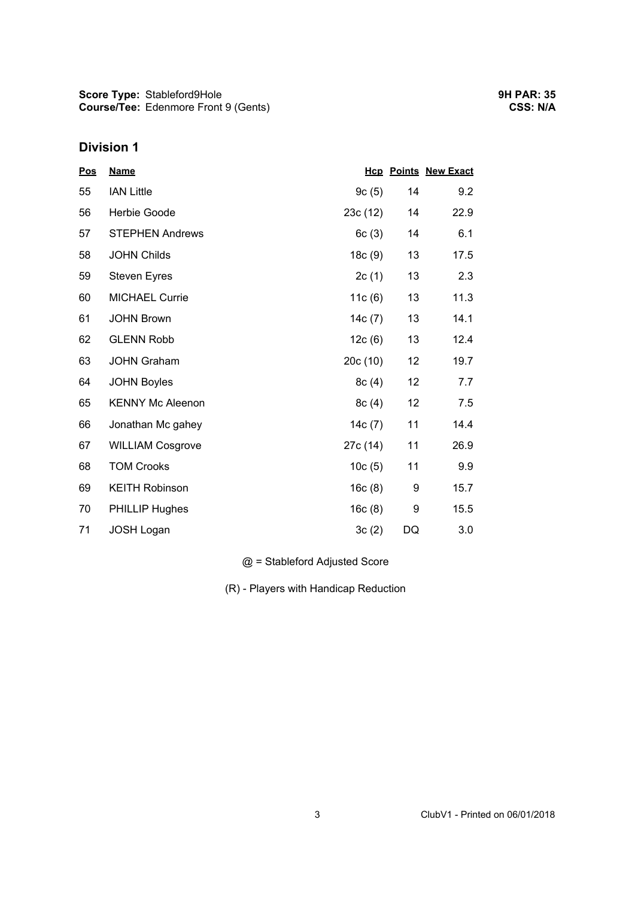**Score Type:** Stableford9Hole
**Course/Tee:** Edenmore Front 9 (Gents)

**9H PAR: 35**
**CSS: N/A**

## Division 1

| Pos | Name | Hcp | Points | New Exact |
|---|---|---|---|---|
| 55 | IAN Little | 9c (5) | 14 | 9.2 |
| 56 | Herbie Goode | 23c (12) | 14 | 22.9 |
| 57 | STEPHEN Andrews | 6c (3) | 14 | 6.1 |
| 58 | JOHN Childs | 18c (9) | 13 | 17.5 |
| 59 | Steven Eyres | 2c (1) | 13 | 2.3 |
| 60 | MICHAEL Currie | 11c (6) | 13 | 11.3 |
| 61 | JOHN Brown | 14c (7) | 13 | 14.1 |
| 62 | GLENN Robb | 12c (6) | 13 | 12.4 |
| 63 | JOHN Graham | 20c (10) | 12 | 19.7 |
| 64 | JOHN Boyles | 8c (4) | 12 | 7.7 |
| 65 | KENNY Mc Aleenon | 8c (4) | 12 | 7.5 |
| 66 | Jonathan Mc gahey | 14c (7) | 11 | 14.4 |
| 67 | WILLIAM Cosgrove | 27c (14) | 11 | 26.9 |
| 68 | TOM Crooks | 10c (5) | 11 | 9.9 |
| 69 | KEITH Robinson | 16c (8) | 9 | 15.7 |
| 70 | PHILLIP Hughes | 16c (8) | 9 | 15.5 |
| 71 | JOSH Logan | 3c (2) | DQ | 3.0 |

@ = Stableford Adjusted Score

(R) - Players with Handicap Reduction

ClubV1 - Printed on 06/01/2018